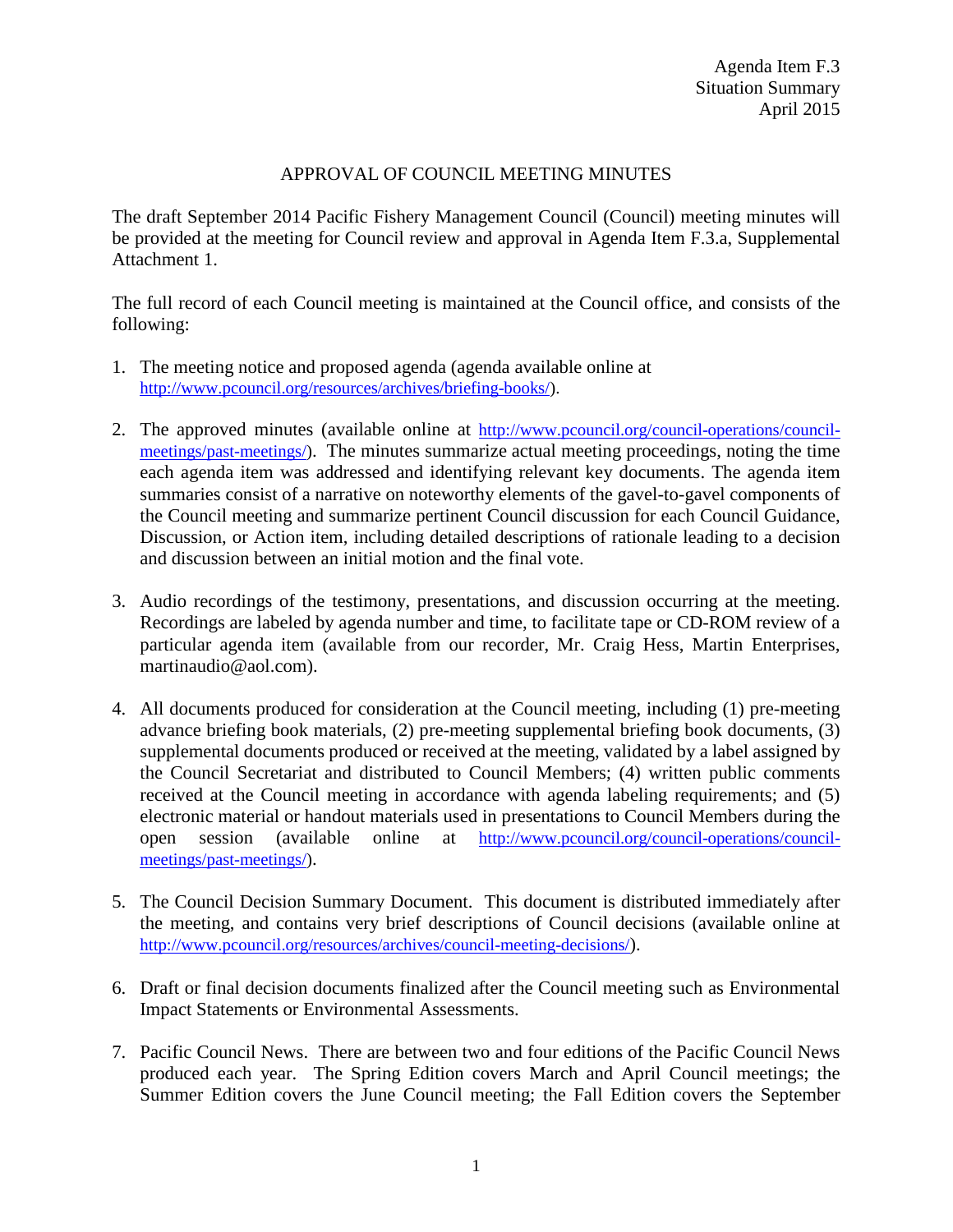Agenda Item F.3
Situation Summary
April 2015

# APPROVAL OF COUNCIL MEETING MINUTES

The draft September 2014 Pacific Fishery Management Council (Council) meeting minutes will be provided at the meeting for Council review and approval in Agenda Item F.3.a, Supplemental Attachment 1.

The full record of each Council meeting is maintained at the Council office, and consists of the following:

1. The meeting notice and proposed agenda (agenda available online at http://www.pcouncil.org/resources/archives/briefing-books/).

2. The approved minutes (available online at http://www.pcouncil.org/council-operations/council-meetings/past-meetings/). The minutes summarize actual meeting proceedings, noting the time each agenda item was addressed and identifying relevant key documents. The agenda item summaries consist of a narrative on noteworthy elements of the gavel-to-gavel components of the Council meeting and summarize pertinent Council discussion for each Council Guidance, Discussion, or Action item, including detailed descriptions of rationale leading to a decision and discussion between an initial motion and the final vote.

3. Audio recordings of the testimony, presentations, and discussion occurring at the meeting. Recordings are labeled by agenda number and time, to facilitate tape or CD-ROM review of a particular agenda item (available from our recorder, Mr. Craig Hess, Martin Enterprises, martinaudio@aol.com).

4. All documents produced for consideration at the Council meeting, including (1) pre-meeting advance briefing book materials, (2) pre-meeting supplemental briefing book documents, (3) supplemental documents produced or received at the meeting, validated by a label assigned by the Council Secretariat and distributed to Council Members; (4) written public comments received at the Council meeting in accordance with agenda labeling requirements; and (5) electronic material or handout materials used in presentations to Council Members during the open session (available online at http://www.pcouncil.org/council-operations/council-meetings/past-meetings/).

5. The Council Decision Summary Document. This document is distributed immediately after the meeting, and contains very brief descriptions of Council decisions (available online at http://www.pcouncil.org/resources/archives/council-meeting-decisions/).

6. Draft or final decision documents finalized after the Council meeting such as Environmental Impact Statements or Environmental Assessments.

7. Pacific Council News. There are between two and four editions of the Pacific Council News produced each year. The Spring Edition covers March and April Council meetings; the Summer Edition covers the June Council meeting; the Fall Edition covers the September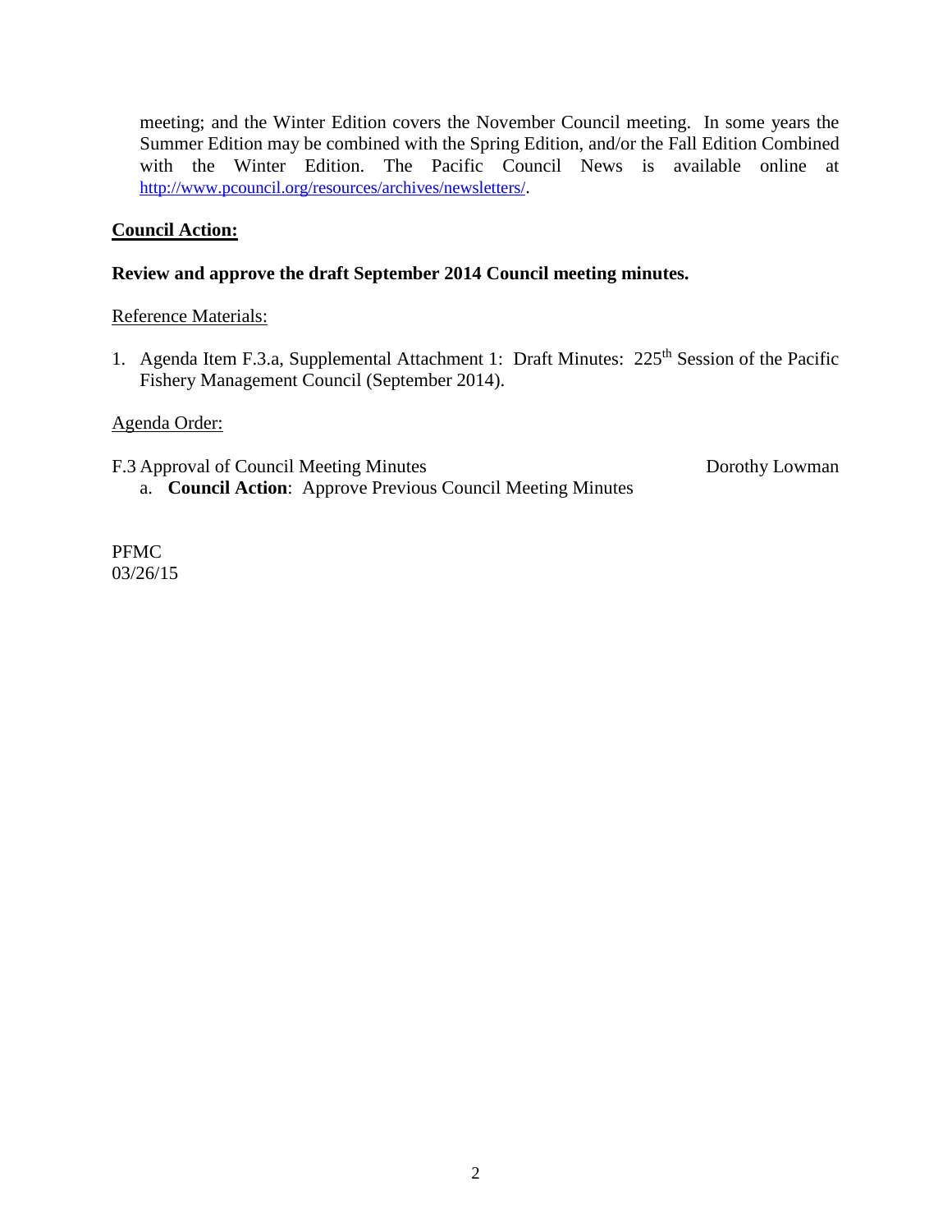meeting; and the Winter Edition covers the November Council meeting. In some years the Summer Edition may be combined with the Spring Edition, and/or the Fall Edition Combined with the Winter Edition. The Pacific Council News is available online at http://www.pcouncil.org/resources/archives/newsletters/.

**Council Action:**

**Review and approve the draft September 2014 Council meeting minutes.**

Reference Materials:

1. Agenda Item F.3.a, Supplemental Attachment 1: Draft Minutes: 225th Session of the Pacific Fishery Management Council (September 2014).

Agenda Order:

F.3 Approval of Council Meeting Minutes — Dorothy Lowman

a. **Council Action**: Approve Previous Council Meeting Minutes

PFMC
03/26/15